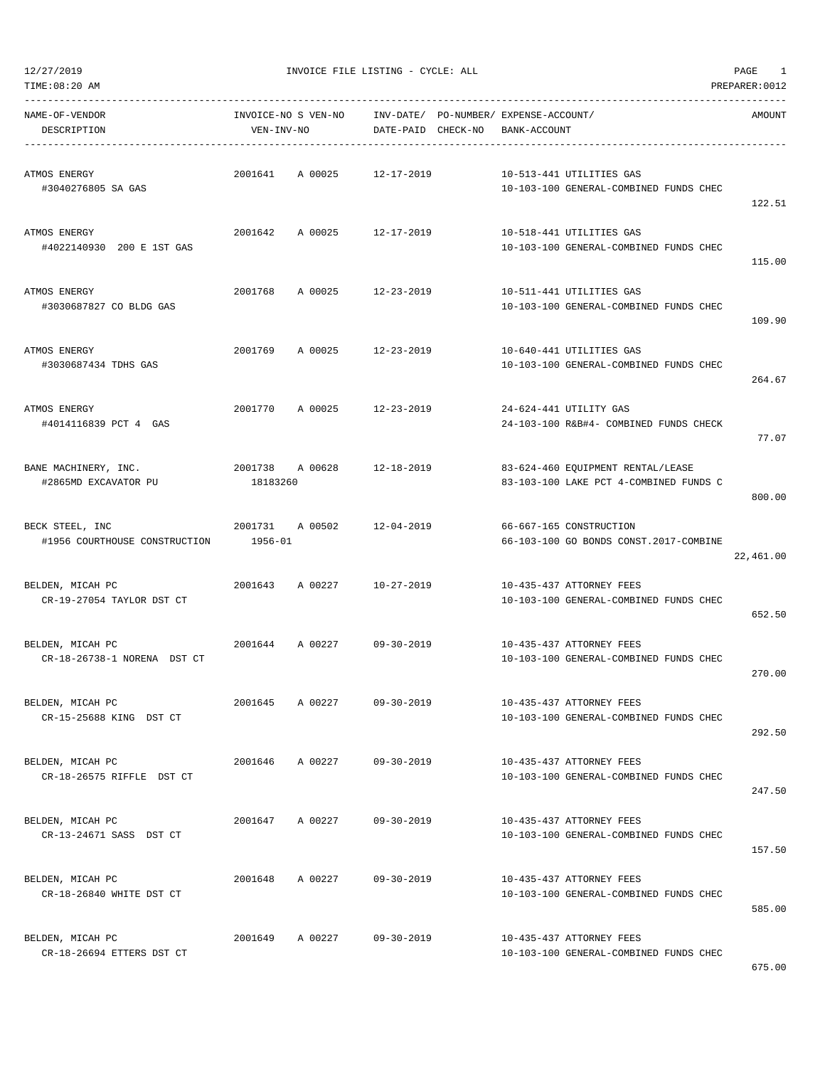12/27/2019 INVOICE FILE LISTING - CYCLE: ALL

TIME:08:20 AM PREPARER:0012

| NAME-OF-VENDOR / DESCRIPTION | INVOICE-NO S VEN-NO / VEN-INV-NO | INV-DATE/ DATE-PAID | PO-NUMBER/ CHECK-NO | EXPENSE-ACCOUNT/ BANK-ACCOUNT | AMOUNT |
|---|---|---|---|---|---|
| ATMOS ENERGY<br>#3040276805 SA GAS | 2001641 A 00025 | 12-17-2019 | | 10-513-441 UTILITIES GAS<br>10-103-100 GENERAL-COMBINED FUNDS CHEC | 122.51 |
| ATMOS ENERGY<br>#4022140930 200 E 1ST GAS | 2001642 A 00025 | 12-17-2019 | | 10-518-441 UTILITIES GAS<br>10-103-100 GENERAL-COMBINED FUNDS CHEC | 115.00 |
| ATMOS ENERGY<br>#3030687827 CO BLDG GAS | 2001768 A 00025 | 12-23-2019 | | 10-511-441 UTILITIES GAS<br>10-103-100 GENERAL-COMBINED FUNDS CHEC | 109.90 |
| ATMOS ENERGY<br>#3030687434 TDHS GAS | 2001769 A 00025 | 12-23-2019 | | 10-640-441 UTILITIES GAS<br>10-103-100 GENERAL-COMBINED FUNDS CHEC | 264.67 |
| ATMOS ENERGY<br>#4014116839 PCT 4 GAS | 2001770 A 00025 | 12-23-2019 | | 24-624-441 UTILITY GAS<br>24-103-100 R&B#4- COMBINED FUNDS CHECK | 77.07 |
| BANE MACHINERY, INC.<br>#2865MD EXCAVATOR PU | 2001738 A 00628<br>18183260 | 12-18-2019 | | 83-624-460 EQUIPMENT RENTAL/LEASE<br>83-103-100 LAKE PCT 4-COMBINED FUNDS C | 800.00 |
| BECK STEEL, INC<br>#1956 COURTHOUSE CONSTRUCTION | 2001731 A 00502<br>1956-01 | 12-04-2019 | | 66-667-165 CONSTRUCTION<br>66-103-100 GO BONDS CONST.2017-COMBINE | 22,461.00 |
| BELDEN, MICAH PC<br>CR-19-27054 TAYLOR DST CT | 2001643 A 00227 | 10-27-2019 | | 10-435-437 ATTORNEY FEES<br>10-103-100 GENERAL-COMBINED FUNDS CHEC | 652.50 |
| BELDEN, MICAH PC<br>CR-18-26738-1 NORENA DST CT | 2001644 A 00227 | 09-30-2019 | | 10-435-437 ATTORNEY FEES<br>10-103-100 GENERAL-COMBINED FUNDS CHEC | 270.00 |
| BELDEN, MICAH PC<br>CR-15-25688 KING DST CT | 2001645 A 00227 | 09-30-2019 | | 10-435-437 ATTORNEY FEES<br>10-103-100 GENERAL-COMBINED FUNDS CHEC | 292.50 |
| BELDEN, MICAH PC<br>CR-18-26575 RIFFLE DST CT | 2001646 A 00227 | 09-30-2019 | | 10-435-437 ATTORNEY FEES<br>10-103-100 GENERAL-COMBINED FUNDS CHEC | 247.50 |
| BELDEN, MICAH PC<br>CR-13-24671 SASS DST CT | 2001647 A 00227 | 09-30-2019 | | 10-435-437 ATTORNEY FEES<br>10-103-100 GENERAL-COMBINED FUNDS CHEC | 157.50 |
| BELDEN, MICAH PC<br>CR-18-26840 WHITE DST CT | 2001648 A 00227 | 09-30-2019 | | 10-435-437 ATTORNEY FEES<br>10-103-100 GENERAL-COMBINED FUNDS CHEC | 585.00 |
| BELDEN, MICAH PC<br>CR-18-26694 ETTERS DST CT | 2001649 A 00227 | 09-30-2019 | | 10-435-437 ATTORNEY FEES<br>10-103-100 GENERAL-COMBINED FUNDS CHEC | 675.00 |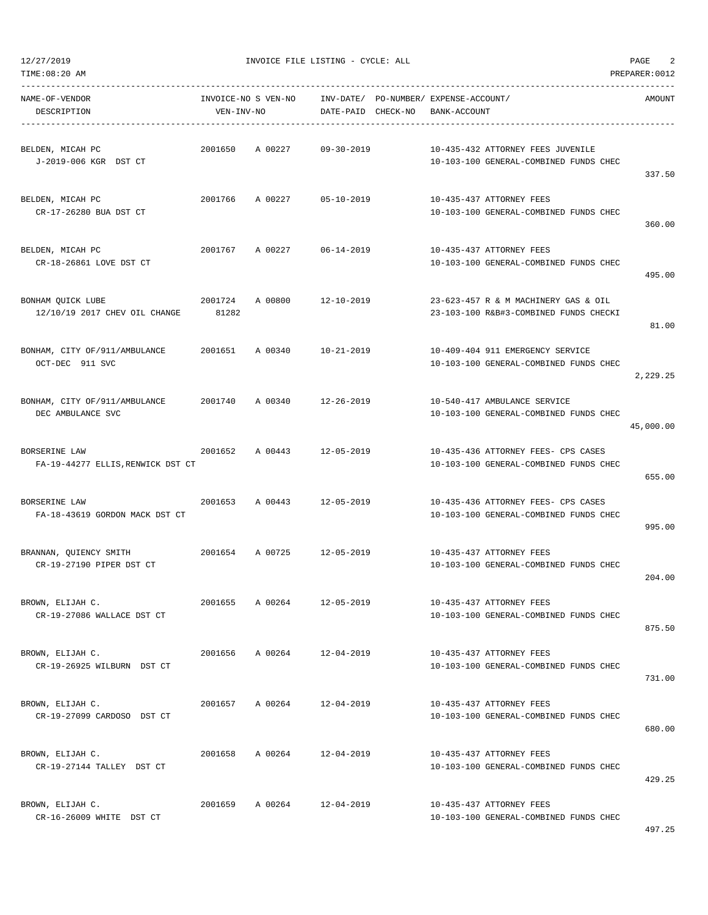INVOICE FILE LISTING - CYCLE: ALL

| NAME-OF-VENDOR / DESCRIPTION | INVOICE-NO / VEN-INV-NO | S VEN-NO | INV-DATE/ DATE-PAID | PO-NUMBER/ CHECK-NO | EXPENSE-ACCOUNT/ BANK-ACCOUNT | AMOUNT |
|---|---|---|---|---|---|---|
| BELDEN, MICAH PC<br>J-2019-006 KGR DST CT | 2001650 | A 00227 | 09-30-2019 | | 10-435-432 ATTORNEY FEES JUVENILE<br>10-103-100 GENERAL-COMBINED FUNDS CHEC | 337.50 |
| BELDEN, MICAH PC<br>CR-17-26280 BUA DST CT | 2001766 | A 00227 | 05-10-2019 | | 10-435-437 ATTORNEY FEES<br>10-103-100 GENERAL-COMBINED FUNDS CHEC | 360.00 |
| BELDEN, MICAH PC<br>CR-18-26861 LOVE DST CT | 2001767 | A 00227 | 06-14-2019 | | 10-435-437 ATTORNEY FEES<br>10-103-100 GENERAL-COMBINED FUNDS CHEC | 495.00 |
| BONHAM QUICK LUBE<br>12/10/19 2017 CHEV OIL CHANGE | 2001724<br>81282 | A 00800 | 12-10-2019 | | 23-623-457 R & M MACHINERY GAS & OIL<br>23-103-100 R&B#3-COMBINED FUNDS CHECKI | 81.00 |
| BONHAM, CITY OF/911/AMBULANCE<br>OCT-DEC 911 SVC | 2001651 | A 00340 | 10-21-2019 | | 10-409-404 911 EMERGENCY SERVICE<br>10-103-100 GENERAL-COMBINED FUNDS CHEC | 2,229.25 |
| BONHAM, CITY OF/911/AMBULANCE<br>DEC AMBULANCE SVC | 2001740 | A 00340 | 12-26-2019 | | 10-540-417 AMBULANCE SERVICE<br>10-103-100 GENERAL-COMBINED FUNDS CHEC | 45,000.00 |
| BORSERINE LAW<br>FA-19-44277 ELLIS,RENWICK DST CT | 2001652 | A 00443 | 12-05-2019 | | 10-435-436 ATTORNEY FEES- CPS CASES<br>10-103-100 GENERAL-COMBINED FUNDS CHEC | 655.00 |
| BORSERINE LAW<br>FA-18-43619 GORDON MACK DST CT | 2001653 | A 00443 | 12-05-2019 | | 10-435-436 ATTORNEY FEES- CPS CASES<br>10-103-100 GENERAL-COMBINED FUNDS CHEC | 995.00 |
| BRANNAN, QUIENCY SMITH<br>CR-19-27190 PIPER DST CT | 2001654 | A 00725 | 12-05-2019 | | 10-435-437 ATTORNEY FEES<br>10-103-100 GENERAL-COMBINED FUNDS CHEC | 204.00 |
| BROWN, ELIJAH C.<br>CR-19-27086 WALLACE DST CT | 2001655 | A 00264 | 12-05-2019 | | 10-435-437 ATTORNEY FEES<br>10-103-100 GENERAL-COMBINED FUNDS CHEC | 875.50 |
| BROWN, ELIJAH C.<br>CR-19-26925 WILBURN DST CT | 2001656 | A 00264 | 12-04-2019 | | 10-435-437 ATTORNEY FEES<br>10-103-100 GENERAL-COMBINED FUNDS CHEC | 731.00 |
| BROWN, ELIJAH C.<br>CR-19-27099 CARDOSO DST CT | 2001657 | A 00264 | 12-04-2019 | | 10-435-437 ATTORNEY FEES<br>10-103-100 GENERAL-COMBINED FUNDS CHEC | 680.00 |
| BROWN, ELIJAH C.<br>CR-19-27144 TALLEY DST CT | 2001658 | A 00264 | 12-04-2019 | | 10-435-437 ATTORNEY FEES<br>10-103-100 GENERAL-COMBINED FUNDS CHEC | 429.25 |
| BROWN, ELIJAH C.<br>CR-16-26009 WHITE DST CT | 2001659 | A 00264 | 12-04-2019 | | 10-435-437 ATTORNEY FEES<br>10-103-100 GENERAL-COMBINED FUNDS CHEC | 497.25 |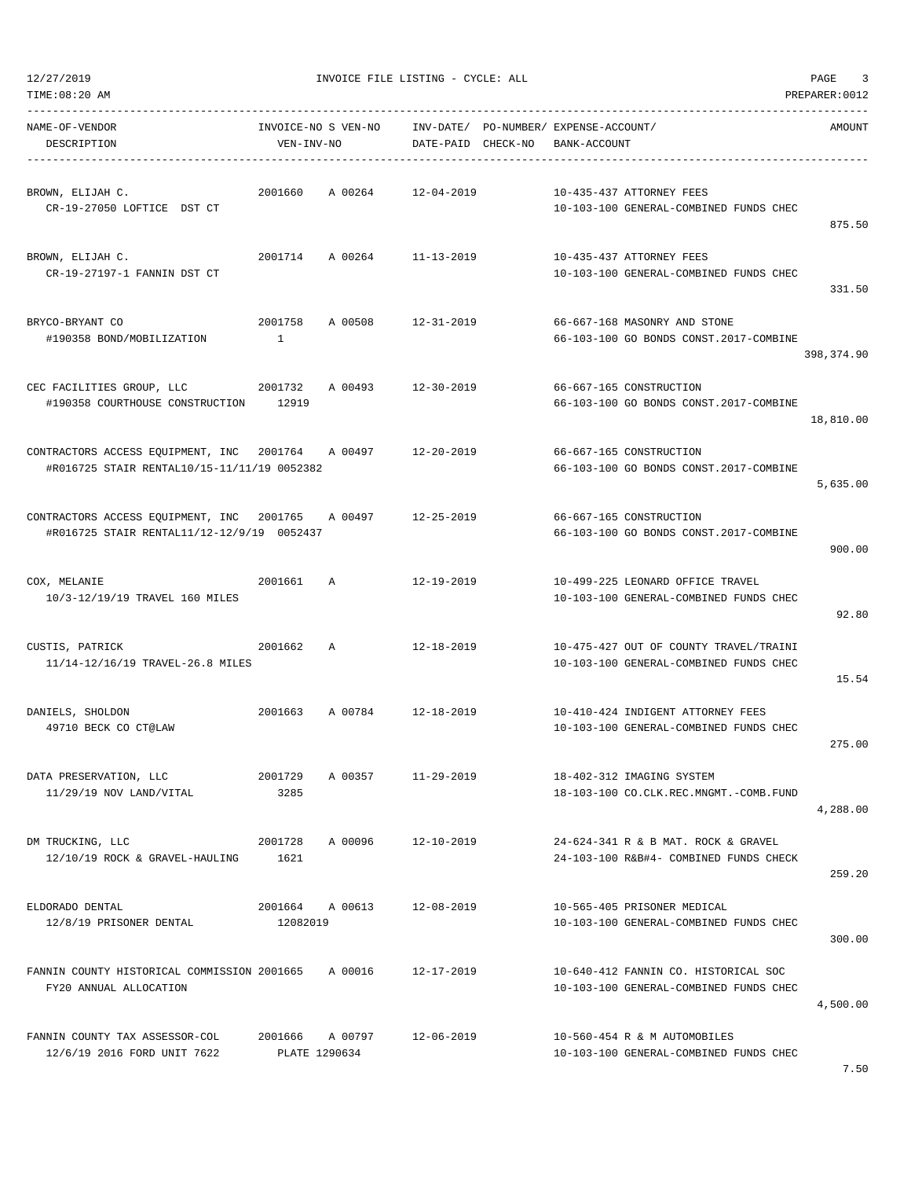12/27/2019 INVOICE FILE LISTING - CYCLE: ALL

TIME:08:20 AM PREPARER:0012

| NAME-OF-VENDOR / DESCRIPTION | INVOICE-NO / VEN-INV-NO | S | VEN-NO | INV-DATE/ DATE-PAID | PO-NUMBER/ CHECK-NO | EXPENSE-ACCOUNT/ BANK-ACCOUNT | AMOUNT |
|---|---|---|---|---|---|---|---|
| BROWN, ELIJAH C.<br>CR-19-27050 LOFTICE DST CT | 2001660 | A | 00264 | 12-04-2019 | | 10-435-437 ATTORNEY FEES<br>10-103-100 GENERAL-COMBINED FUNDS CHEC | 875.50 |
| BROWN, ELIJAH C.<br>CR-19-27197-1 FANNIN DST CT | 2001714 | A | 00264 | 11-13-2019 | | 10-435-437 ATTORNEY FEES<br>10-103-100 GENERAL-COMBINED FUNDS CHEC | 331.50 |
| BRYCO-BRYANT CO<br>#190358 BOND/MOBILIZATION | 2001758<br>1 | A | 00508 | 12-31-2019 | | 66-667-168 MASONRY AND STONE<br>66-103-100 GO BONDS CONST.2017-COMBINE | 398,374.90 |
| CEC FACILITIES GROUP, LLC<br>#190358 COURTHOUSE CONSTRUCTION | 2001732<br>12919 | A | 00493 | 12-30-2019 | | 66-667-165 CONSTRUCTION<br>66-103-100 GO BONDS CONST.2017-COMBINE | 18,810.00 |
| CONTRACTORS ACCESS EQUIPMENT, INC<br>#R016725 STAIR RENTAL10/15-11/11/19 | 2001764<br>0052382 | A | 00497 | 12-20-2019 | | 66-667-165 CONSTRUCTION<br>66-103-100 GO BONDS CONST.2017-COMBINE | 5,635.00 |
| CONTRACTORS ACCESS EQUIPMENT, INC<br>#R016725 STAIR RENTAL11/12-12/9/19 | 2001765<br>0052437 | A | 00497 | 12-25-2019 | | 66-667-165 CONSTRUCTION<br>66-103-100 GO BONDS CONST.2017-COMBINE | 900.00 |
| COX, MELANIE<br>10/3-12/19/19 TRAVEL 160 MILES | 2001661 | A | | 12-19-2019 | | 10-499-225 LEONARD OFFICE TRAVEL<br>10-103-100 GENERAL-COMBINED FUNDS CHEC | 92.80 |
| CUSTIS, PATRICK<br>11/14-12/16/19 TRAVEL-26.8 MILES | 2001662 | A | | 12-18-2019 | | 10-475-427 OUT OF COUNTY TRAVEL/TRAINI<br>10-103-100 GENERAL-COMBINED FUNDS CHEC | 15.54 |
| DANIELS, SHOLDON<br>49710 BECK CO CT@LAW | 2001663 | A | 00784 | 12-18-2019 | | 10-410-424 INDIGENT ATTORNEY FEES<br>10-103-100 GENERAL-COMBINED FUNDS CHEC | 275.00 |
| DATA PRESERVATION, LLC<br>11/29/19 NOV LAND/VITAL | 2001729<br>3285 | A | 00357 | 11-29-2019 | | 18-402-312 IMAGING SYSTEM<br>18-103-100 CO.CLK.REC.MNGMT.-COMB.FUND | 4,288.00 |
| DM TRUCKING, LLC<br>12/10/19 ROCK & GRAVEL-HAULING | 2001728<br>1621 | A | 00096 | 12-10-2019 | | 24-624-341 R & B MAT. ROCK & GRAVEL<br>24-103-100 R&B#4- COMBINED FUNDS CHECK | 259.20 |
| ELDORADO DENTAL<br>12/8/19 PRISONER DENTAL | 2001664<br>12082019 | A | 00613 | 12-08-2019 | | 10-565-405 PRISONER MEDICAL<br>10-103-100 GENERAL-COMBINED FUNDS CHEC | 300.00 |
| FANNIN COUNTY HISTORICAL COMMISSION<br>FY20 ANNUAL ALLOCATION | 2001665 | A | 00016 | 12-17-2019 | | 10-640-412 FANNIN CO. HISTORICAL SOC<br>10-103-100 GENERAL-COMBINED FUNDS CHEC | 4,500.00 |
| FANNIN COUNTY TAX ASSESSOR-COL<br>12/6/19 2016 FORD UNIT 7622 | 2001666<br>PLATE 1290634 | A | 00797 | 12-06-2019 | | 10-560-454 R & M AUTOMOBILES<br>10-103-100 GENERAL-COMBINED FUNDS CHEC | 7.50 |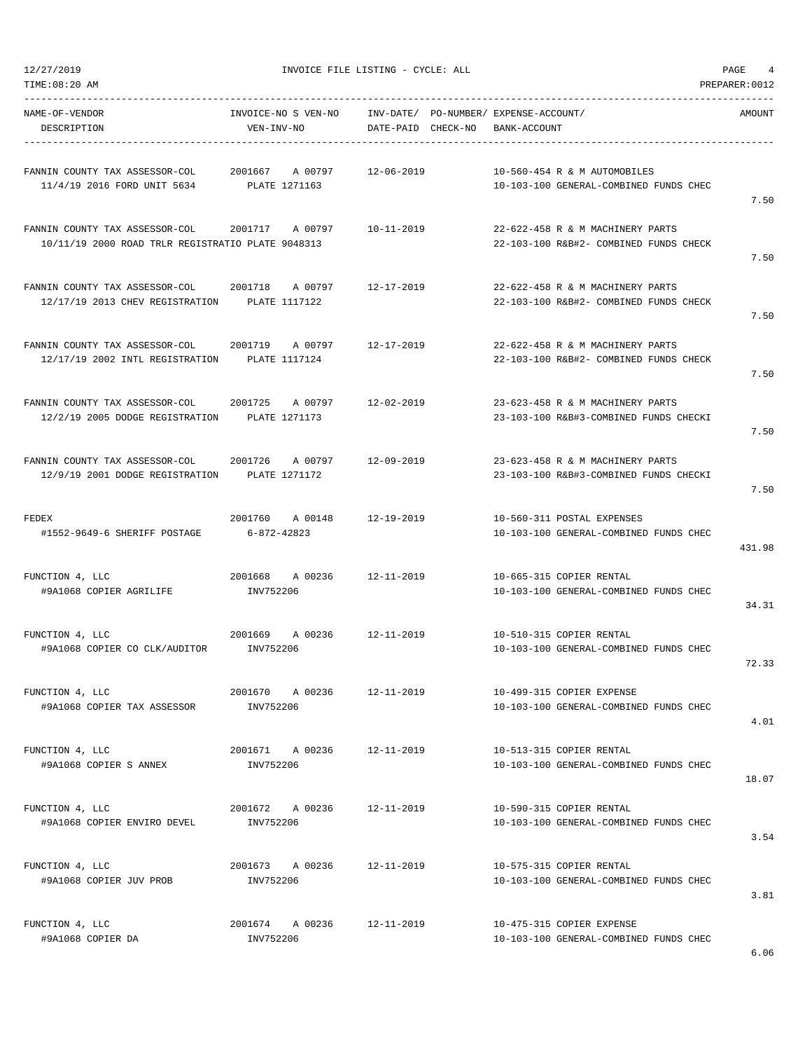INVOICE FILE LISTING - CYCLE: ALL

| NAME-OF-VENDOR / DESCRIPTION | INVOICE-NO S VEN-NO / VEN-INV-NO | INV-DATE/ DATE-PAID | PO-NUMBER/ CHECK-NO | EXPENSE-ACCOUNT/ BANK-ACCOUNT | AMOUNT |
|---|---|---|---|---|---|
| FANNIN COUNTY TAX ASSESSOR-COL<br>11/4/19 2016 FORD UNIT 5634 | 2001667 A 00797<br>PLATE 1271163 | 12-06-2019 | | 10-560-454 R & M AUTOMOBILES<br>10-103-100 GENERAL-COMBINED FUNDS CHEC | 7.50 |
| FANNIN COUNTY TAX ASSESSOR-COL<br>10/11/19 2000 ROAD TRLR REGISTRATIO | 2001717 A 00797<br>PLATE 9048313 | 10-11-2019 | | 22-622-458 R & M MACHINERY PARTS<br>22-103-100 R&B#2- COMBINED FUNDS CHECK | 7.50 |
| FANNIN COUNTY TAX ASSESSOR-COL<br>12/17/19 2013 CHEV REGISTRATION | 2001718 A 00797<br>PLATE 1117122 | 12-17-2019 | | 22-622-458 R & M MACHINERY PARTS<br>22-103-100 R&B#2- COMBINED FUNDS CHECK | 7.50 |
| FANNIN COUNTY TAX ASSESSOR-COL<br>12/17/19 2002 INTL REGISTRATION | 2001719 A 00797<br>PLATE 1117124 | 12-17-2019 | | 22-622-458 R & M MACHINERY PARTS<br>22-103-100 R&B#2- COMBINED FUNDS CHECK | 7.50 |
| FANNIN COUNTY TAX ASSESSOR-COL<br>12/2/19 2005 DODGE REGISTRATION | 2001725 A 00797<br>PLATE 1271173 | 12-02-2019 | | 23-623-458 R & M MACHINERY PARTS<br>23-103-100 R&B#3-COMBINED FUNDS CHECKI | 7.50 |
| FANNIN COUNTY TAX ASSESSOR-COL<br>12/9/19 2001 DODGE REGISTRATION | 2001726 A 00797<br>PLATE 1271172 | 12-09-2019 | | 23-623-458 R & M MACHINERY PARTS<br>23-103-100 R&B#3-COMBINED FUNDS CHECKI | 7.50 |
| FEDEX<br>#1552-9649-6 SHERIFF POSTAGE | 2001760 A 00148<br>6-872-42823 | 12-19-2019 | | 10-560-311 POSTAL EXPENSES<br>10-103-100 GENERAL-COMBINED FUNDS CHEC | 431.98 |
| FUNCTION 4, LLC<br>#9A1068 COPIER AGRILIFE | 2001668 A 00236<br>INV752206 | 12-11-2019 | | 10-665-315 COPIER RENTAL<br>10-103-100 GENERAL-COMBINED FUNDS CHEC | 34.31 |
| FUNCTION 4, LLC<br>#9A1068 COPIER CO CLK/AUDITOR | 2001669 A 00236<br>INV752206 | 12-11-2019 | | 10-510-315 COPIER RENTAL<br>10-103-100 GENERAL-COMBINED FUNDS CHEC | 72.33 |
| FUNCTION 4, LLC<br>#9A1068 COPIER TAX ASSESSOR | 2001670 A 00236<br>INV752206 | 12-11-2019 | | 10-499-315 COPIER EXPENSE<br>10-103-100 GENERAL-COMBINED FUNDS CHEC | 4.01 |
| FUNCTION 4, LLC<br>#9A1068 COPIER S ANNEX | 2001671 A 00236<br>INV752206 | 12-11-2019 | | 10-513-315 COPIER RENTAL<br>10-103-100 GENERAL-COMBINED FUNDS CHEC | 18.07 |
| FUNCTION 4, LLC<br>#9A1068 COPIER ENVIRO DEVEL | 2001672 A 00236<br>INV752206 | 12-11-2019 | | 10-590-315 COPIER RENTAL<br>10-103-100 GENERAL-COMBINED FUNDS CHEC | 3.54 |
| FUNCTION 4, LLC<br>#9A1068 COPIER JUV PROB | 2001673 A 00236<br>INV752206 | 12-11-2019 | | 10-575-315 COPIER RENTAL<br>10-103-100 GENERAL-COMBINED FUNDS CHEC | 3.81 |
| FUNCTION 4, LLC<br>#9A1068 COPIER DA | 2001674 A 00236<br>INV752206 | 12-11-2019 | | 10-475-315 COPIER EXPENSE<br>10-103-100 GENERAL-COMBINED FUNDS CHEC | 6.06 |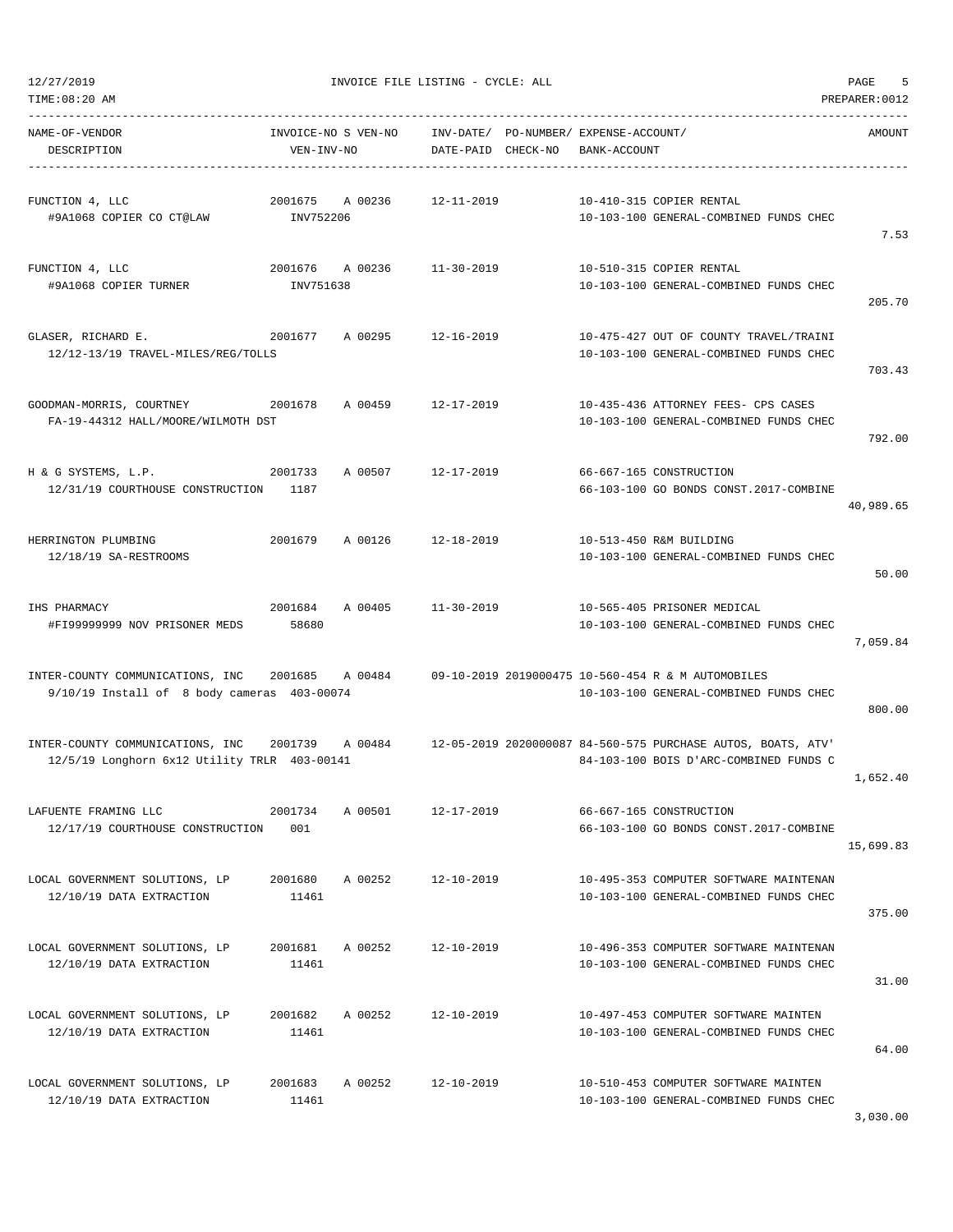12/27/2019 INVOICE FILE LISTING - CYCLE: ALL

TIME:08:20 AM PREPARER:0012

| NAME-OF-VENDOR / DESCRIPTION | INVOICE-NO / VEN-INV-NO | S | VEN-NO | INV-DATE/ DATE-PAID | PO-NUMBER/ CHECK-NO | EXPENSE-ACCOUNT/ BANK-ACCOUNT | AMOUNT |
|---|---|---|---|---|---|---|---|
| FUNCTION 4, LLC<br>#9A1068 COPIER CO CT@LAW | 2001675<br>INV752206 | A | 00236 | 12-11-2019 | | 10-410-315 COPIER RENTAL<br>10-103-100 GENERAL-COMBINED FUNDS CHEC | 7.53 |
| FUNCTION 4, LLC<br>#9A1068 COPIER TURNER | 2001676<br>INV751638 | A | 00236 | 11-30-2019 | | 10-510-315 COPIER RENTAL<br>10-103-100 GENERAL-COMBINED FUNDS CHEC | 205.70 |
| GLASER, RICHARD E.<br>12/12-13/19 TRAVEL-MILES/REG/TOLLS | 2001677 | A | 00295 | 12-16-2019 | | 10-475-427 OUT OF COUNTY TRAVEL/TRAINI<br>10-103-100 GENERAL-COMBINED FUNDS CHEC | 703.43 |
| GOODMAN-MORRIS, COURTNEY<br>FA-19-44312 HALL/MOORE/WILMOTH DST | 2001678 | A | 00459 | 12-17-2019 | | 10-435-436 ATTORNEY FEES- CPS CASES<br>10-103-100 GENERAL-COMBINED FUNDS CHEC | 792.00 |
| H & G SYSTEMS, L.P.<br>12/31/19 COURTHOUSE CONSTRUCTION | 2001733<br>1187 | A | 00507 | 12-17-2019 | | 66-667-165 CONSTRUCTION<br>66-103-100 GO BONDS CONST.2017-COMBINE | 40,989.65 |
| HERRINGTON PLUMBING<br>12/18/19 SA-RESTROOMS | 2001679 | A | 00126 | 12-18-2019 | | 10-513-450 R&M BUILDING<br>10-103-100 GENERAL-COMBINED FUNDS CHEC | 50.00 |
| IHS PHARMACY<br>#FI99999999 NOV PRISONER MEDS | 2001684<br>58680 | A | 00405 | 11-30-2019 | | 10-565-405 PRISONER MEDICAL<br>10-103-100 GENERAL-COMBINED FUNDS CHEC | 7,059.84 |
| INTER-COUNTY COMMUNICATIONS, INC<br>9/10/19 Install of 8 body cameras | 2001685<br>403-00074 | A | 00484 | 09-10-2019 | 2019000475 | 10-560-454 R & M AUTOMOBILES<br>10-103-100 GENERAL-COMBINED FUNDS CHEC | 800.00 |
| INTER-COUNTY COMMUNICATIONS, INC<br>12/5/19 Longhorn 6x12 Utility TRLR | 2001739<br>403-00141 | A | 00484 | 12-05-2019 | 2020000087 | 84-560-575 PURCHASE AUTOS, BOATS, ATV'<br>84-103-100 BOIS D'ARC-COMBINED FUNDS C | 1,652.40 |
| LAFUENTE FRAMING LLC<br>12/17/19 COURTHOUSE CONSTRUCTION | 2001734<br>001 | A | 00501 | 12-17-2019 | | 66-667-165 CONSTRUCTION<br>66-103-100 GO BONDS CONST.2017-COMBINE | 15,699.83 |
| LOCAL GOVERNMENT SOLUTIONS, LP<br>12/10/19 DATA EXTRACTION | 2001680<br>11461 | A | 00252 | 12-10-2019 | | 10-495-353 COMPUTER SOFTWARE MAINTENAN<br>10-103-100 GENERAL-COMBINED FUNDS CHEC | 375.00 |
| LOCAL GOVERNMENT SOLUTIONS, LP<br>12/10/19 DATA EXTRACTION | 2001681<br>11461 | A | 00252 | 12-10-2019 | | 10-496-353 COMPUTER SOFTWARE MAINTENAN<br>10-103-100 GENERAL-COMBINED FUNDS CHEC | 31.00 |
| LOCAL GOVERNMENT SOLUTIONS, LP<br>12/10/19 DATA EXTRACTION | 2001682<br>11461 | A | 00252 | 12-10-2019 | | 10-497-453 COMPUTER SOFTWARE MAINTEN<br>10-103-100 GENERAL-COMBINED FUNDS CHEC | 64.00 |
| LOCAL GOVERNMENT SOLUTIONS, LP<br>12/10/19 DATA EXTRACTION | 2001683<br>11461 | A | 00252 | 12-10-2019 | | 10-510-453 COMPUTER SOFTWARE MAINTEN<br>10-103-100 GENERAL-COMBINED FUNDS CHEC | 3,030.00 |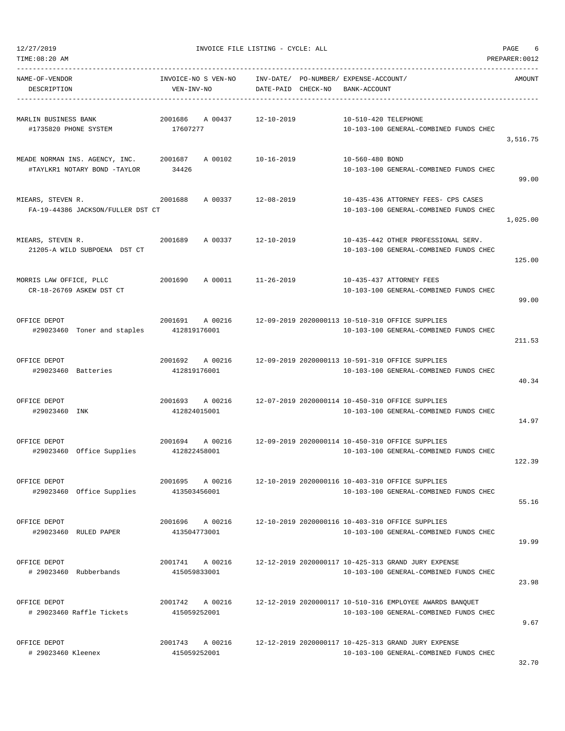12/27/2019 INVOICE FILE LISTING - CYCLE: ALL

TIME:08:20 AM PREPARER:0012

| NAME-OF-VENDOR / DESCRIPTION | INVOICE-NO S VEN-NO / VEN-INV-NO | INV-DATE/ DATE-PAID | PO-NUMBER/ CHECK-NO | EXPENSE-ACCOUNT/ BANK-ACCOUNT | AMOUNT |
|---|---|---|---|---|---|
| MARLIN BUSINESS BANK<br>#1735820 PHONE SYSTEM | 2001686 A 00437<br>17607277 | 12-10-2019 | | 10-510-420 TELEPHONE<br>10-103-100 GENERAL-COMBINED FUNDS CHEC | 3,516.75 |
| MEADE NORMAN INS. AGENCY, INC.<br>#TAYLKR1 NOTARY BOND -TAYLOR | 2001687 A 00102<br>34426 | 10-16-2019 | | 10-560-480 BOND<br>10-103-100 GENERAL-COMBINED FUNDS CHEC | 99.00 |
| MIEARS, STEVEN R.<br>FA-19-44386 JACKSON/FULLER DST CT | 2001688 A 00337 | 12-08-2019 | | 10-435-436 ATTORNEY FEES- CPS CASES<br>10-103-100 GENERAL-COMBINED FUNDS CHEC | 1,025.00 |
| MIEARS, STEVEN R.<br>21205-A WILD SUBPOENA DST CT | 2001689 A 00337 | 12-10-2019 | | 10-435-442 OTHER PROFESSIONAL SERV.<br>10-103-100 GENERAL-COMBINED FUNDS CHEC | 125.00 |
| MORRIS LAW OFFICE, PLLC<br>CR-18-26769 ASKEW DST CT | 2001690 A 00011 | 11-26-2019 | | 10-435-437 ATTORNEY FEES<br>10-103-100 GENERAL-COMBINED FUNDS CHEC | 99.00 |
| OFFICE DEPOT<br>#29023460 Toner and staples | 2001691 A 00216<br>412819176001 | 12-09-2019 | 2020000113 | 10-510-310 OFFICE SUPPLIES<br>10-103-100 GENERAL-COMBINED FUNDS CHEC | 211.53 |
| OFFICE DEPOT<br>#29023460 Batteries | 2001692 A 00216<br>412819176001 | 12-09-2019 | 2020000113 | 10-591-310 OFFICE SUPPLIES<br>10-103-100 GENERAL-COMBINED FUNDS CHEC | 40.34 |
| OFFICE DEPOT<br>#29023460 INK | 2001693 A 00216<br>412824015001 | 12-07-2019 | 2020000114 | 10-450-310 OFFICE SUPPLIES<br>10-103-100 GENERAL-COMBINED FUNDS CHEC | 14.97 |
| OFFICE DEPOT<br>#29023460 Office Supplies | 2001694 A 00216<br>412822458001 | 12-09-2019 | 2020000114 | 10-450-310 OFFICE SUPPLIES<br>10-103-100 GENERAL-COMBINED FUNDS CHEC | 122.39 |
| OFFICE DEPOT<br>#29023460 Office Supplies | 2001695 A 00216<br>413503456001 | 12-10-2019 | 2020000116 | 10-403-310 OFFICE SUPPLIES<br>10-103-100 GENERAL-COMBINED FUNDS CHEC | 55.16 |
| OFFICE DEPOT<br>#29023460 RULED PAPER | 2001696 A 00216<br>413504773001 | 12-10-2019 | 2020000116 | 10-403-310 OFFICE SUPPLIES<br>10-103-100 GENERAL-COMBINED FUNDS CHEC | 19.99 |
| OFFICE DEPOT<br># 29023460 Rubberbands | 2001741 A 00216<br>415059833001 | 12-12-2019 | 2020000117 | 10-425-313 GRAND JURY EXPENSE<br>10-103-100 GENERAL-COMBINED FUNDS CHEC | 23.98 |
| OFFICE DEPOT<br># 29023460 Raffle Tickets | 2001742 A 00216<br>415059252001 | 12-12-2019 | 2020000117 | 10-510-316 EMPLOYEE AWARDS BANQUET<br>10-103-100 GENERAL-COMBINED FUNDS CHEC | 9.67 |
| OFFICE DEPOT<br># 29023460 Kleenex | 2001743 A 00216<br>415059252001 | 12-12-2019 | 2020000117 | 10-425-313 GRAND JURY EXPENSE<br>10-103-100 GENERAL-COMBINED FUNDS CHEC | 32.70 |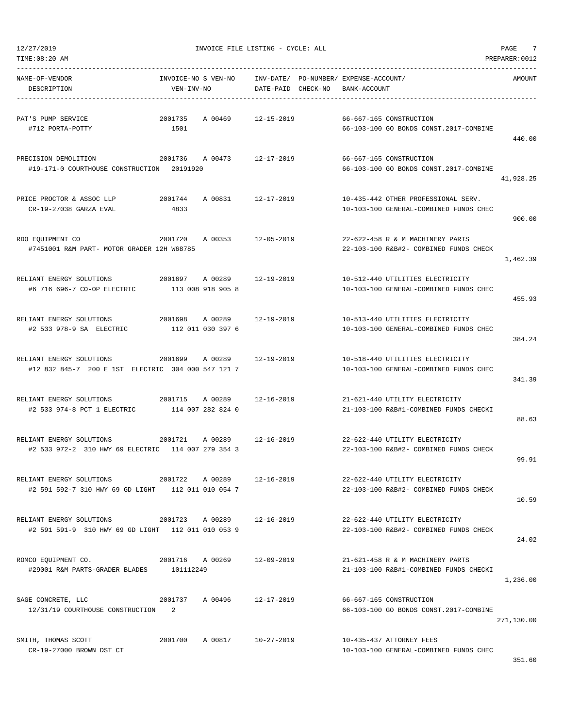INVOICE FILE LISTING - CYCLE: ALL

| NAME-OF-VENDOR / DESCRIPTION | INVOICE-NO / VEN-INV-NO | S | VEN-NO | INV-DATE/ DATE-PAID | PO-NUMBER/ CHECK-NO | EXPENSE-ACCOUNT/ BANK-ACCOUNT | AMOUNT |
|---|---|---|---|---|---|---|---|
| PAT'S PUMP SERVICE<br>#712 PORTA-POTTY | 2001735<br>1501 | A | 00469 | 12-15-2019 | | 66-667-165 CONSTRUCTION<br>66-103-100 GO BONDS CONST.2017-COMBINE | 440.00 |
| PRECISION DEMOLITION<br>#19-171-0 COURTHOUSE CONSTRUCTION | 2001736<br>20191920 | A | 00473 | 12-17-2019 | | 66-667-165 CONSTRUCTION<br>66-103-100 GO BONDS CONST.2017-COMBINE | 41,928.25 |
| PRICE PROCTOR & ASSOC LLP<br>CR-19-27038 GARZA EVAL | 2001744<br>4833 | A | 00831 | 12-17-2019 | | 10-435-442 OTHER PROFESSIONAL SERV.<br>10-103-100 GENERAL-COMBINED FUNDS CHEC | 900.00 |
| RDO EQUIPMENT CO<br>#7451001 R&M PART- MOTOR GRADER 12H W68785 | 2001720 | A | 00353 | 12-05-2019 | | 22-622-458 R & M MACHINERY PARTS<br>22-103-100 R&B#2- COMBINED FUNDS CHECK | 1,462.39 |
| RELIANT ENERGY SOLUTIONS<br>#6 716 696-7 CO-OP ELECTRIC | 2001697<br>113 008 918 905 8 | A | 00289 | 12-19-2019 | | 10-512-440 UTILITIES ELECTRICITY<br>10-103-100 GENERAL-COMBINED FUNDS CHEC | 455.93 |
| RELIANT ENERGY SOLUTIONS<br>#2 533 978-9 SA ELECTRIC | 2001698<br>112 011 030 397 6 | A | 00289 | 12-19-2019 | | 10-513-440 UTILITIES ELECTRICITY<br>10-103-100 GENERAL-COMBINED FUNDS CHEC | 384.24 |
| RELIANT ENERGY SOLUTIONS<br>#12 832 845-7 200 E 1ST ELECTRIC | 2001699<br>304 000 547 121 7 | A | 00289 | 12-19-2019 | | 10-518-440 UTILITIES ELECTRICITY<br>10-103-100 GENERAL-COMBINED FUNDS CHEC | 341.39 |
| RELIANT ENERGY SOLUTIONS<br>#2 533 974-8 PCT 1 ELECTRIC | 2001715<br>114 007 282 824 0 | A | 00289 | 12-16-2019 | | 21-621-440 UTILITY ELECTRICITY<br>21-103-100 R&B#1-COMBINED FUNDS CHECKI | 88.63 |
| RELIANT ENERGY SOLUTIONS<br>#2 533 972-2 310 HWY 69 ELECTRIC | 2001721<br>114 007 279 354 3 | A | 00289 | 12-16-2019 | | 22-622-440 UTILITY ELECTRICITY<br>22-103-100 R&B#2- COMBINED FUNDS CHECK | 99.91 |
| RELIANT ENERGY SOLUTIONS<br>#2 591 592-7 310 HWY 69 GD LIGHT | 2001722<br>112 011 010 054 7 | A | 00289 | 12-16-2019 | | 22-622-440 UTILITY ELECTRICITY<br>22-103-100 R&B#2- COMBINED FUNDS CHECK | 10.59 |
| RELIANT ENERGY SOLUTIONS<br>#2 591 591-9 310 HWY 69 GD LIGHT | 2001723<br>112 011 010 053 9 | A | 00289 | 12-16-2019 | | 22-622-440 UTILITY ELECTRICITY<br>22-103-100 R&B#2- COMBINED FUNDS CHECK | 24.02 |
| ROMCO EQUIPMENT CO.<br>#29001 R&M PARTS-GRADER BLADES | 2001716<br>101112249 | A | 00269 | 12-09-2019 | | 21-621-458 R & M MACHINERY PARTS<br>21-103-100 R&B#1-COMBINED FUNDS CHECKI | 1,236.00 |
| SAGE CONCRETE, LLC<br>12/31/19 COURTHOUSE CONSTRUCTION | 2001737<br>2 | A | 00496 | 12-17-2019 | | 66-667-165 CONSTRUCTION<br>66-103-100 GO BONDS CONST.2017-COMBINE | 271,130.00 |
| SMITH, THOMAS SCOTT<br>CR-19-27000 BROWN DST CT | 2001700 | A | 00817 | 10-27-2019 | | 10-435-437 ATTORNEY FEES<br>10-103-100 GENERAL-COMBINED FUNDS CHEC | 351.60 |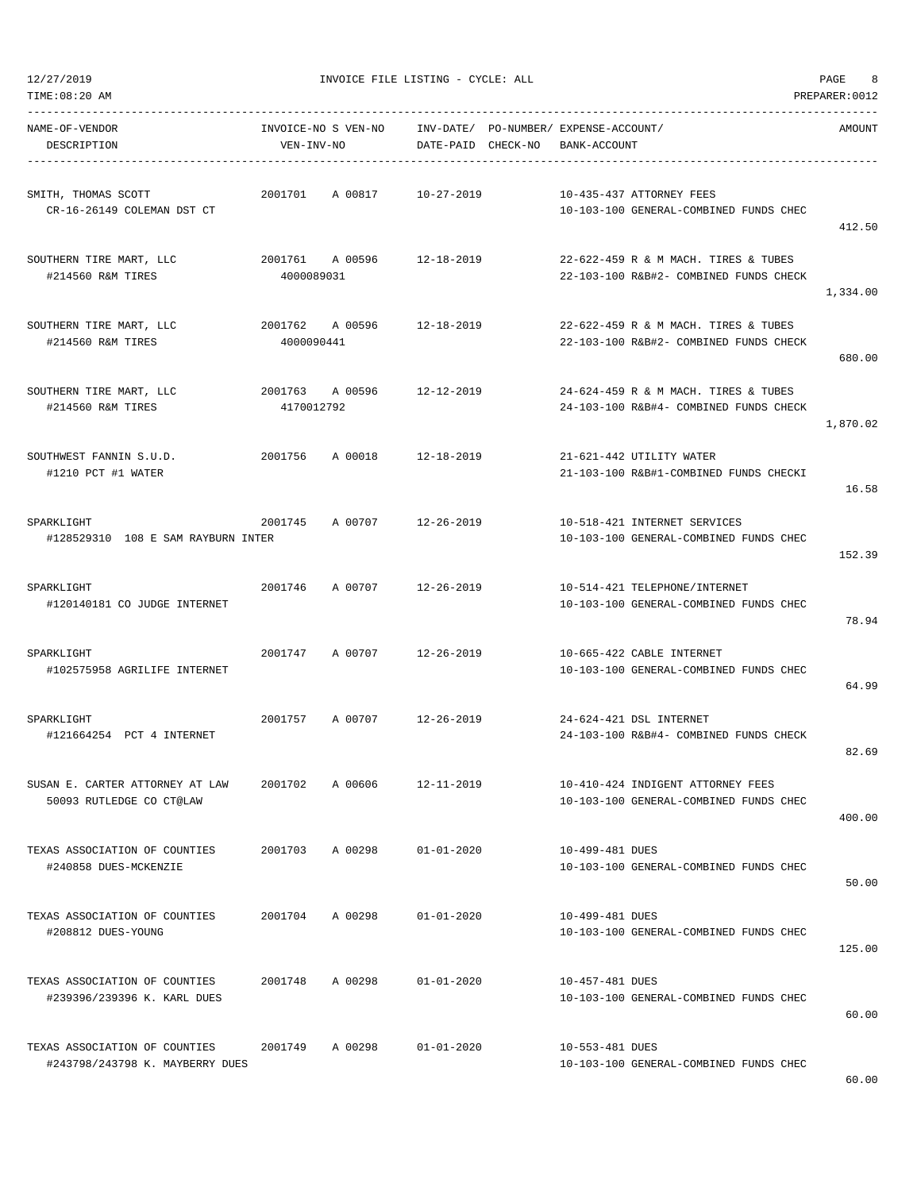12/27/2019 INVOICE FILE LISTING - CYCLE: ALL

TIME:08:20 AM PREPARER:0012

| NAME-OF-VENDOR / DESCRIPTION | INVOICE-NO S VEN-NO / VEN-INV-NO | INV-DATE/ DATE-PAID | PO-NUMBER/ CHECK-NO | EXPENSE-ACCOUNT/ BANK-ACCOUNT | AMOUNT |
|---|---|---|---|---|---|
| SMITH, THOMAS SCOTT<br>CR-16-26149 COLEMAN DST CT | 2001701 A 00817 | 10-27-2019 | | 10-435-437 ATTORNEY FEES<br>10-103-100 GENERAL-COMBINED FUNDS CHEC | 412.50 |
| SOUTHERN TIRE MART, LLC<br>#214560 R&M TIRES | 2001761 A 00596<br>4000089031 | 12-18-2019 | | 22-622-459 R & M MACH. TIRES & TUBES<br>22-103-100 R&B#2- COMBINED FUNDS CHECK | 1,334.00 |
| SOUTHERN TIRE MART, LLC<br>#214560 R&M TIRES | 2001762 A 00596<br>4000090441 | 12-18-2019 | | 22-622-459 R & M MACH. TIRES & TUBES<br>22-103-100 R&B#2- COMBINED FUNDS CHECK | 680.00 |
| SOUTHERN TIRE MART, LLC<br>#214560 R&M TIRES | 2001763 A 00596<br>4170012792 | 12-12-2019 | | 24-624-459 R & M MACH. TIRES & TUBES<br>24-103-100 R&B#4- COMBINED FUNDS CHECK | 1,870.02 |
| SOUTHWEST FANNIN S.U.D.<br>#1210 PCT #1 WATER | 2001756 A 00018 | 12-18-2019 | | 21-621-442 UTILITY WATER<br>21-103-100 R&B#1-COMBINED FUNDS CHECKI | 16.58 |
| SPARKLIGHT<br>#128529310 108 E SAM RAYBURN INTER | 2001745 A 00707 | 12-26-2019 | | 10-518-421 INTERNET SERVICES<br>10-103-100 GENERAL-COMBINED FUNDS CHEC | 152.39 |
| SPARKLIGHT<br>#120140181 CO JUDGE INTERNET | 2001746 A 00707 | 12-26-2019 | | 10-514-421 TELEPHONE/INTERNET<br>10-103-100 GENERAL-COMBINED FUNDS CHEC | 78.94 |
| SPARKLIGHT<br>#102575958 AGRILIFE INTERNET | 2001747 A 00707 | 12-26-2019 | | 10-665-422 CABLE INTERNET<br>10-103-100 GENERAL-COMBINED FUNDS CHEC | 64.99 |
| SPARKLIGHT<br>#121664254 PCT 4 INTERNET | 2001757 A 00707 | 12-26-2019 | | 24-624-421 DSL INTERNET<br>24-103-100 R&B#4- COMBINED FUNDS CHECK | 82.69 |
| SUSAN E. CARTER ATTORNEY AT LAW<br>50093 RUTLEDGE CO CT@LAW | 2001702 A 00606 | 12-11-2019 | | 10-410-424 INDIGENT ATTORNEY FEES<br>10-103-100 GENERAL-COMBINED FUNDS CHEC | 400.00 |
| TEXAS ASSOCIATION OF COUNTIES<br>#240858 DUES-MCKENZIE | 2001703 A 00298 | 01-01-2020 | | 10-499-481 DUES<br>10-103-100 GENERAL-COMBINED FUNDS CHEC | 50.00 |
| TEXAS ASSOCIATION OF COUNTIES<br>#208812 DUES-YOUNG | 2001704 A 00298 | 01-01-2020 | | 10-499-481 DUES<br>10-103-100 GENERAL-COMBINED FUNDS CHEC | 125.00 |
| TEXAS ASSOCIATION OF COUNTIES<br>#239396/239396 K. KARL DUES | 2001748 A 00298 | 01-01-2020 | | 10-457-481 DUES<br>10-103-100 GENERAL-COMBINED FUNDS CHEC | 60.00 |
| TEXAS ASSOCIATION OF COUNTIES<br>#243798/243798 K. MAYBERRY DUES | 2001749 A 00298 | 01-01-2020 | | 10-553-481 DUES<br>10-103-100 GENERAL-COMBINED FUNDS CHEC | 60.00 |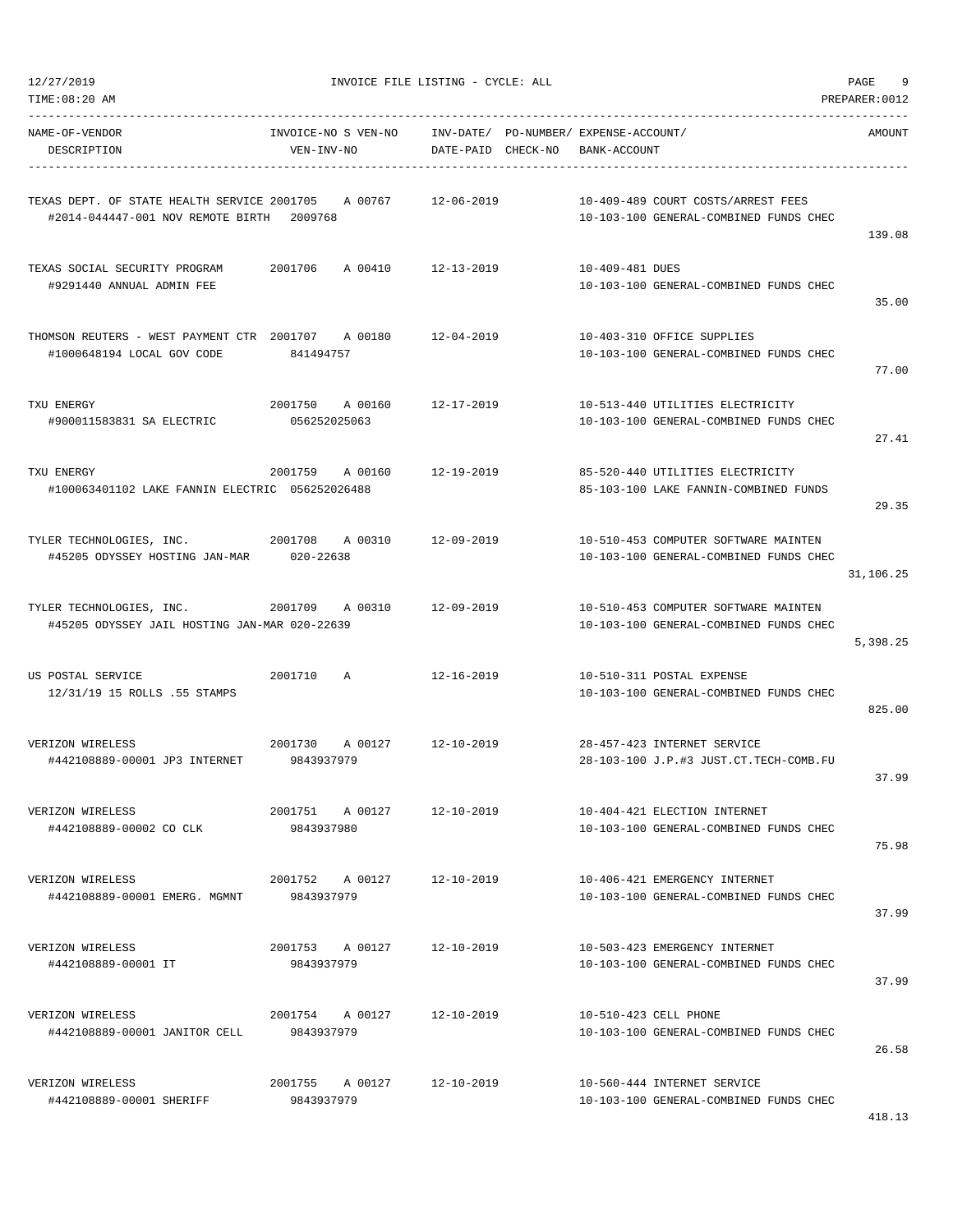12/27/2019 INVOICE FILE LISTING - CYCLE: ALL

TIME:08:20 AM PREPARER:0012

| NAME-OF-VENDOR / DESCRIPTION | INVOICE-NO S VEN-NO / VEN-INV-NO | INV-DATE/ DATE-PAID | PO-NUMBER/ CHECK-NO | EXPENSE-ACCOUNT/ BANK-ACCOUNT | AMOUNT |
|---|---|---|---|---|---|
| TEXAS DEPT. OF STATE HEALTH SERVICE<br>#2014-044447-001 NOV REMOTE BIRTH | 2001705 A 00767<br>2009768 | 12-06-2019 | | 10-409-489 COURT COSTS/ARREST FEES<br>10-103-100 GENERAL-COMBINED FUNDS CHEC | 139.08 |
| TEXAS SOCIAL SECURITY PROGRAM<br>#9291440 ANNUAL ADMIN FEE | 2001706 A 00410 | 12-13-2019 | | 10-409-481 DUES<br>10-103-100 GENERAL-COMBINED FUNDS CHEC | 35.00 |
| THOMSON REUTERS - WEST PAYMENT CTR<br>#1000648194 LOCAL GOV CODE | 2001707 A 00180<br>841494757 | 12-04-2019 | | 10-403-310 OFFICE SUPPLIES<br>10-103-100 GENERAL-COMBINED FUNDS CHEC | 77.00 |
| TXU ENERGY<br>#900011583831 SA ELECTRIC | 2001750 A 00160<br>056252025063 | 12-17-2019 | | 10-513-440 UTILITIES ELECTRICITY<br>10-103-100 GENERAL-COMBINED FUNDS CHEC | 27.41 |
| TXU ENERGY<br>#100063401102 LAKE FANNIN ELECTRIC | 2001759 A 00160<br>056252026488 | 12-19-2019 | | 85-520-440 UTILITIES ELECTRICITY<br>85-103-100 LAKE FANNIN-COMBINED FUNDS | 29.35 |
| TYLER TECHNOLOGIES, INC.<br>#45205 ODYSSEY HOSTING JAN-MAR | 2001708 A 00310<br>020-22638 | 12-09-2019 | | 10-510-453 COMPUTER SOFTWARE MAINTEN<br>10-103-100 GENERAL-COMBINED FUNDS CHEC | 31,106.25 |
| TYLER TECHNOLOGIES, INC.<br>#45205 ODYSSEY JAIL HOSTING JAN-MAR | 2001709 A 00310<br>020-22639 | 12-09-2019 | | 10-510-453 COMPUTER SOFTWARE MAINTEN<br>10-103-100 GENERAL-COMBINED FUNDS CHEC | 5,398.25 |
| US POSTAL SERVICE<br>12/31/19 15 ROLLS .55 STAMPS | 2001710 A | 12-16-2019 | | 10-510-311 POSTAL EXPENSE<br>10-103-100 GENERAL-COMBINED FUNDS CHEC | 825.00 |
| VERIZON WIRELESS<br>#442108889-00001 JP3 INTERNET | 2001730 A 00127<br>9843937979 | 12-10-2019 | | 28-457-423 INTERNET SERVICE<br>28-103-100 J.P.#3 JUST.CT.TECH-COMB.FU | 37.99 |
| VERIZON WIRELESS<br>#442108889-00002 CO CLK | 2001751 A 00127<br>9843937980 | 12-10-2019 | | 10-404-421 ELECTION INTERNET<br>10-103-100 GENERAL-COMBINED FUNDS CHEC | 75.98 |
| VERIZON WIRELESS<br>#442108889-00001 EMERG. MGMNT | 2001752 A 00127<br>9843937979 | 12-10-2019 | | 10-406-421 EMERGENCY INTERNET<br>10-103-100 GENERAL-COMBINED FUNDS CHEC | 37.99 |
| VERIZON WIRELESS<br>#442108889-00001 IT | 2001753 A 00127<br>9843937979 | 12-10-2019 | | 10-503-423 EMERGENCY INTERNET<br>10-103-100 GENERAL-COMBINED FUNDS CHEC | 37.99 |
| VERIZON WIRELESS<br>#442108889-00001 JANITOR CELL | 2001754 A 00127<br>9843937979 | 12-10-2019 | | 10-510-423 CELL PHONE<br>10-103-100 GENERAL-COMBINED FUNDS CHEC | 26.58 |
| VERIZON WIRELESS<br>#442108889-00001 SHERIFF | 2001755 A 00127<br>9843937979 | 12-10-2019 | | 10-560-444 INTERNET SERVICE<br>10-103-100 GENERAL-COMBINED FUNDS CHEC | 418.13 |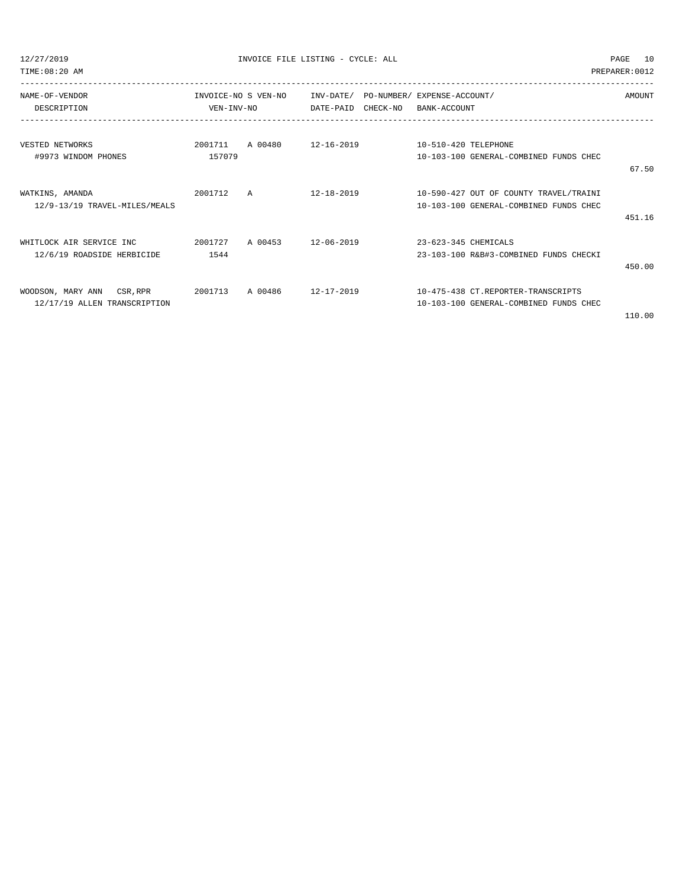| NAME-OF-VENDOR<br>DESCRIPTION | INVOICE-NO<br>VEN-INV-NO | S | VEN-NO | INV-DATE/<br>DATE-PAID | PO-NUMBER/<br>CHECK-NO | EXPENSE-ACCOUNT/<br>BANK-ACCOUNT | AMOUNT |
|---|---|---|---|---|---|---|---|
| VESTED NETWORKS<br>#9973 WINDOM PHONES | 2001711<br>157079 | A | 00480 | 12-16-2019 | | 10-510-420 TELEPHONE<br>10-103-100 GENERAL-COMBINED FUNDS CHEC | 67.50 |
| WATKINS, AMANDA<br>12/9-13/19 TRAVEL-MILES/MEALS | 2001712 | A | | 12-18-2019 | | 10-590-427 OUT OF COUNTY TRAVEL/TRAINI<br>10-103-100 GENERAL-COMBINED FUNDS CHEC | 451.16 |
| WHITLOCK AIR SERVICE INC<br>12/6/19 ROADSIDE HERBICIDE | 2001727<br>1544 | A | 00453 | 12-06-2019 | | 23-623-345 CHEMICALS<br>23-103-100 R&B#3-COMBINED FUNDS CHECKI | 450.00 |
| WOODSON, MARY ANN CSR,RPR<br>12/17/19 ALLEN TRANSCRIPTION | 2001713 | A | 00486 | 12-17-2019 | | 10-475-438 CT.REPORTER-TRANSCRIPTS<br>10-103-100 GENERAL-COMBINED FUNDS CHEC | 110.00 |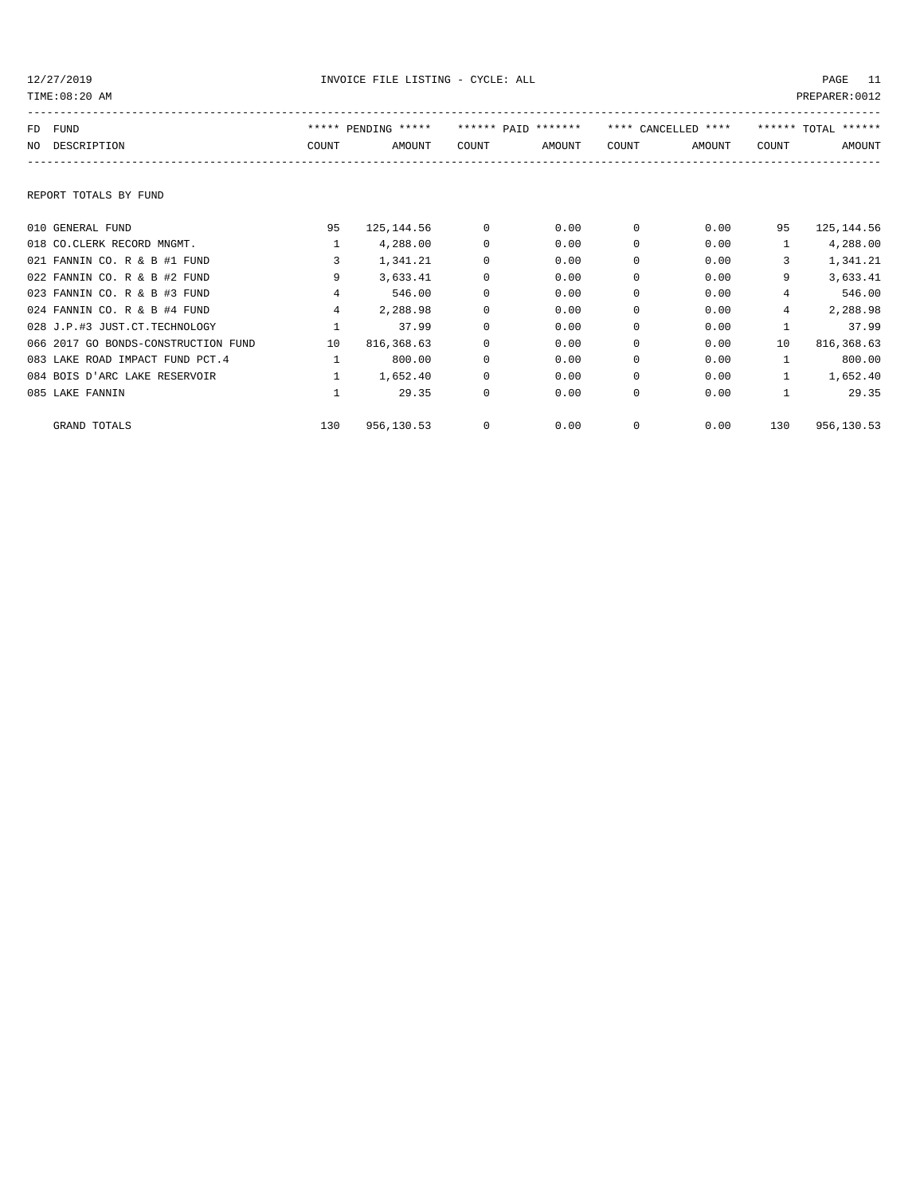INVOICE FILE LISTING - CYCLE: ALL

12/27/2019
TIME:08:20 AM
PREPARER:0012

| FD NO | FUND DESCRIPTION | ***** PENDING ***** COUNT | AMOUNT | ****** PAID ******* COUNT | AMOUNT | **** CANCELLED **** COUNT | AMOUNT | ****** TOTAL ****** COUNT | AMOUNT |
|---|---|---|---|---|---|---|---|---|---|
| | REPORT TOTALS BY FUND | | | | | | | | |
| 010 | GENERAL FUND | 95 | 125,144.56 | 0 | 0.00 | 0 | 0.00 | 95 | 125,144.56 |
| 018 | CO.CLERK RECORD MNGMT. | 1 | 4,288.00 | 0 | 0.00 | 0 | 0.00 | 1 | 4,288.00 |
| 021 | FANNIN CO. R & B #1 FUND | 3 | 1,341.21 | 0 | 0.00 | 0 | 0.00 | 3 | 1,341.21 |
| 022 | FANNIN CO. R & B #2 FUND | 9 | 3,633.41 | 0 | 0.00 | 0 | 0.00 | 9 | 3,633.41 |
| 023 | FANNIN CO. R & B #3 FUND | 4 | 546.00 | 0 | 0.00 | 0 | 0.00 | 4 | 546.00 |
| 024 | FANNIN CO. R & B #4 FUND | 4 | 2,288.98 | 0 | 0.00 | 0 | 0.00 | 4 | 2,288.98 |
| 028 | J.P.#3 JUST.CT.TECHNOLOGY | 1 | 37.99 | 0 | 0.00 | 0 | 0.00 | 1 | 37.99 |
| 066 | 2017 GO BONDS-CONSTRUCTION FUND | 10 | 816,368.63 | 0 | 0.00 | 0 | 0.00 | 10 | 816,368.63 |
| 083 | LAKE ROAD IMPACT FUND PCT.4 | 1 | 800.00 | 0 | 0.00 | 0 | 0.00 | 1 | 800.00 |
| 084 | BOIS D'ARC LAKE RESERVOIR | 1 | 1,652.40 | 0 | 0.00 | 0 | 0.00 | 1 | 1,652.40 |
| 085 | LAKE FANNIN | 1 | 29.35 | 0 | 0.00 | 0 | 0.00 | 1 | 29.35 |
| | GRAND TOTALS | 130 | 956,130.53 | 0 | 0.00 | 0 | 0.00 | 130 | 956,130.53 |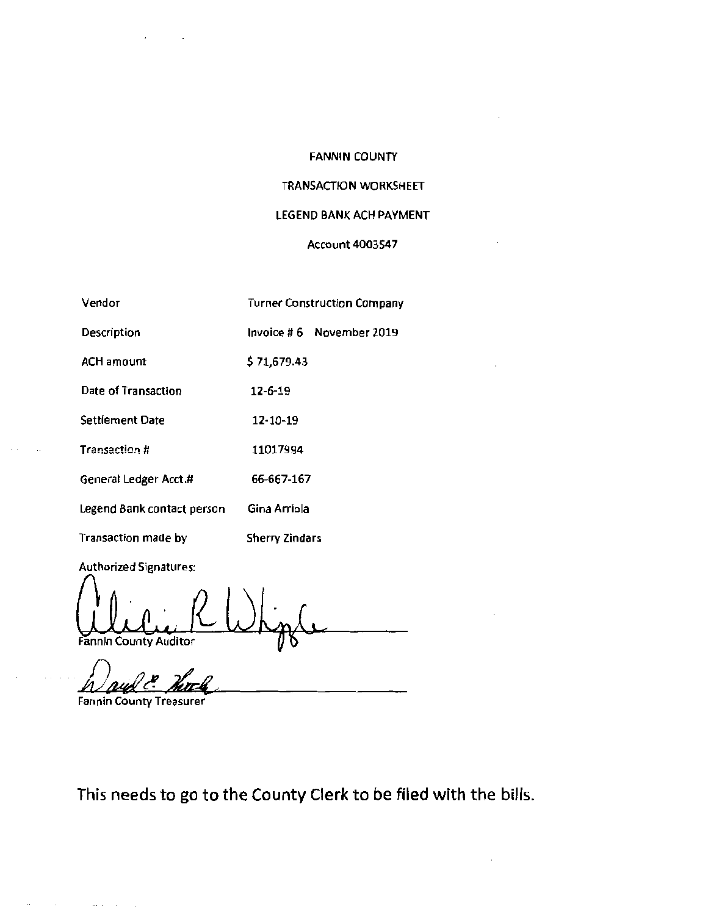FANNIN COUNTY

TRANSACTION WORKSHEET

LEGEND BANK ACH PAYMENT

Account 4003547

| | |
|---|---|
| Vendor | Turner Construction Company |
| Description | Invoice # 6 November 2019 |
| ACH amount | $ 71,679.43 |
| Date of Transaction | 12-6-19 |
| Settlement Date | 12-10-19 |
| Transaction # | 11017994 |
| General Ledger Acct.# | 66-667-167 |
| Legend Bank contact person | Gina Arriola |
| Transaction made by | Sherry Zindars |

Authorized Signatures:

Alicia R Whigle

Fannin County Auditor

David E. Hurla

Fannin County Treasurer

This needs to go to the County Clerk to be filed with the bills.